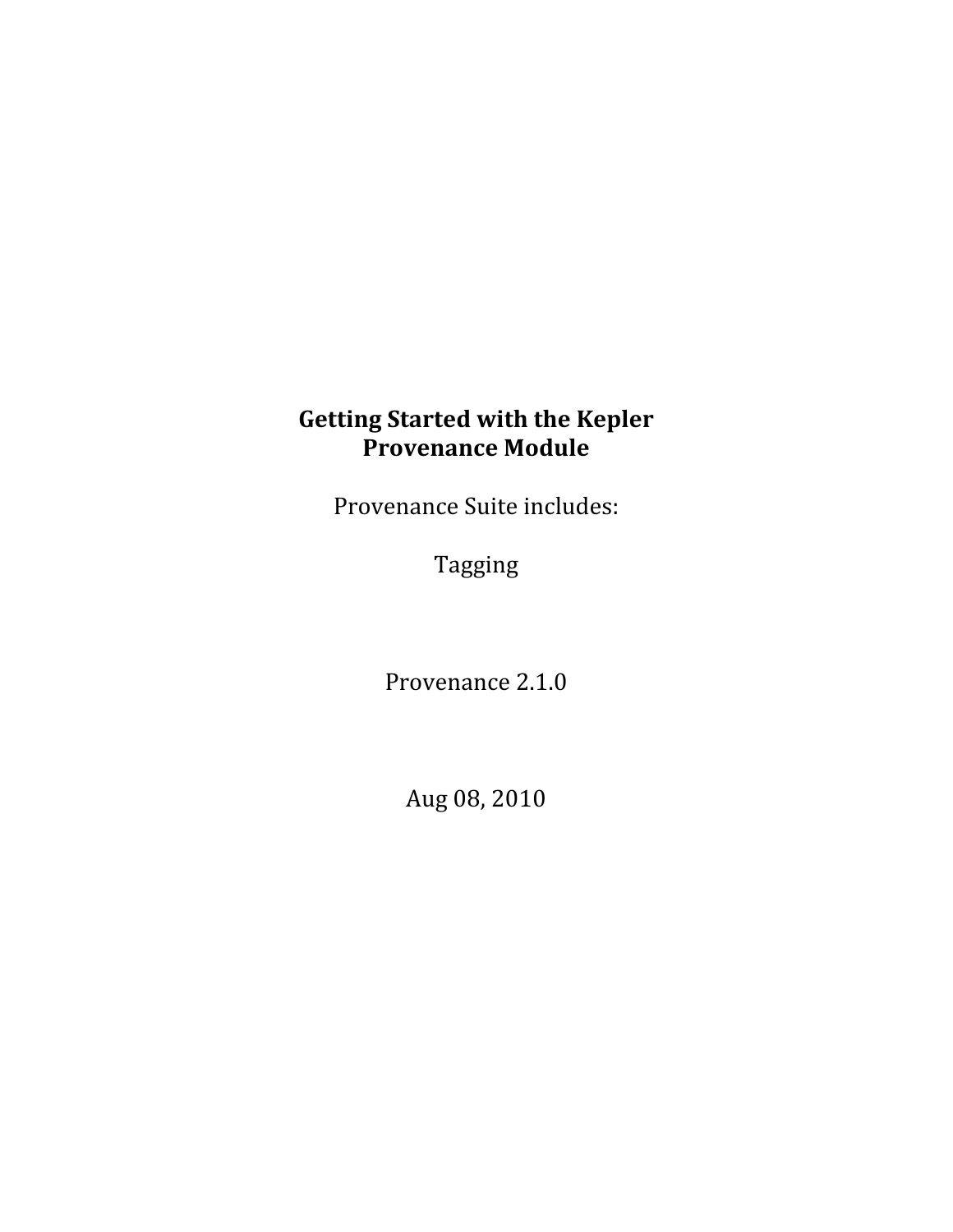# Getting Started with the Kepler Provenance Module

Provenance Suite includes:

Tagging

Provenance 2.1.0

Aug 08, 2010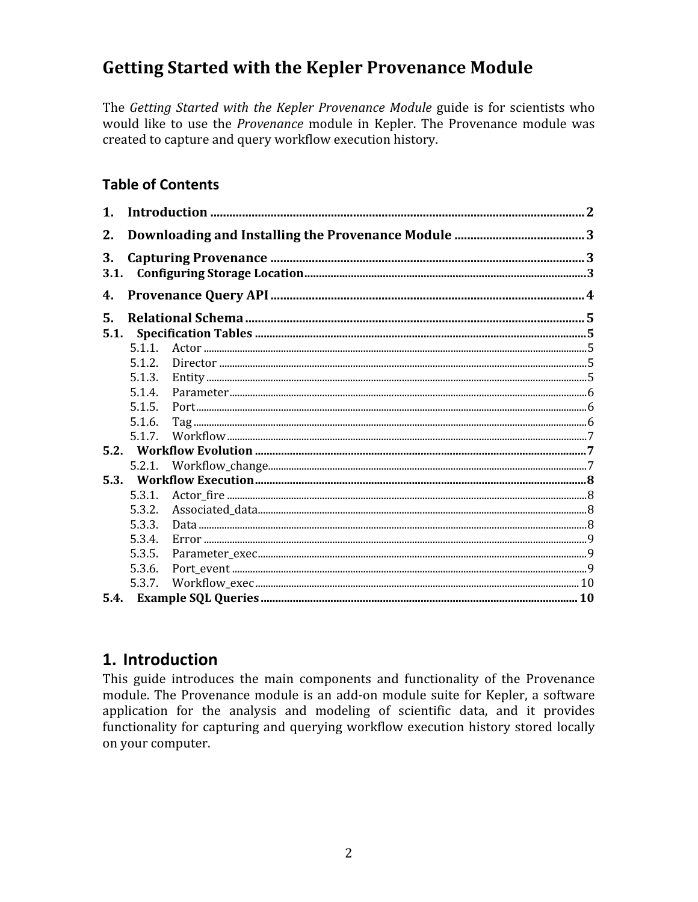# Getting Started with the Kepler Provenance Module

The *Getting Started with the Kepler Provenance Module* guide is for scientists who would like to use the *Provenance* module in Kepler. The Provenance module was created to capture and query workflow execution history.

## Table of Contents

1. **Introduction** .......... 2
2. **Downloading and Installing the Provenance Module** .......... 3
3. **Capturing Provenance** .......... 3
   - 3.1. **Configuring Storage Location** .......... 3
4. **Provenance Query API** .......... 4
5. **Relational Schema** .......... 5
   - 5.1. **Specification Tables** .......... 5
     - 5.1.1. Actor .......... 5
     - 5.1.2. Director .......... 5
     - 5.1.3. Entity .......... 5
     - 5.1.4. Parameter .......... 6
     - 5.1.5. Port .......... 6
     - 5.1.6. Tag .......... 6
     - 5.1.7. Workflow .......... 7
   - 5.2. **Workflow Evolution** .......... 7
     - 5.2.1. Workflow_change .......... 7
   - 5.3. **Workflow Execution** .......... 8
     - 5.3.1. Actor_fire .......... 8
     - 5.3.2. Associated_data .......... 8
     - 5.3.3. Data .......... 8
     - 5.3.4. Error .......... 9
     - 5.3.5. Parameter_exec .......... 9
     - 5.3.6. Port_event .......... 9
     - 5.3.7. Workflow_exec .......... 10
   - 5.4. **Example SQL Queries** .......... 10

## 1. Introduction

This guide introduces the main components and functionality of the Provenance module. The Provenance module is an add-on module suite for Kepler, a software application for the analysis and modeling of scientific data, and it provides functionality for capturing and querying workflow execution history stored locally on your computer.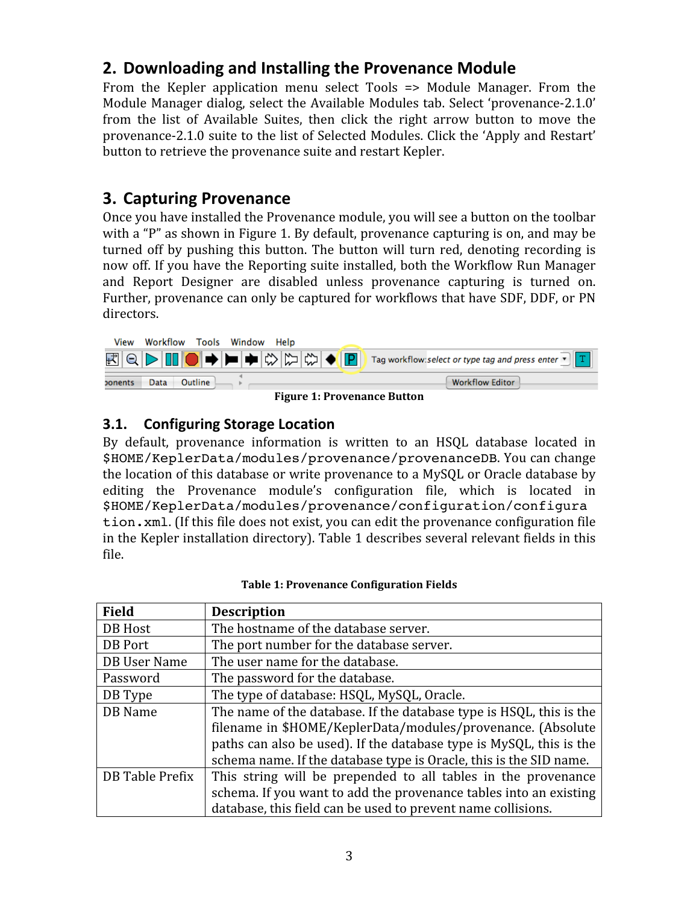## 2. Downloading and Installing the Provenance Module

From the Kepler application menu select Tools => Module Manager. From the Module Manager dialog, select the Available Modules tab. Select 'provenance-2.1.0' from the list of Available Suites, then click the right arrow button to move the provenance-2.1.0 suite to the list of Selected Modules. Click the 'Apply and Restart' button to retrieve the provenance suite and restart Kepler.

## 3. Capturing Provenance

Once you have installed the Provenance module, you will see a button on the toolbar with a "P" as shown in Figure 1. By default, provenance capturing is on, and may be turned off by pushing this button. The button will turn red, denoting recording is now off. If you have the Reporting suite installed, both the Workflow Run Manager and Report Designer are disabled unless provenance capturing is turned on. Further, provenance can only be captured for workflows that have SDF, DDF, or PN directors.

**Figure 1: Provenance Button**

### 3.1. Configuring Storage Location

By default, provenance information is written to an HSQL database located in `$HOME/KeplerData/modules/provenance/provenanceDB`. You can change the location of this database or write provenance to a MySQL or Oracle database by editing the Provenance module's configuration file, which is located in `$HOME/KeplerData/modules/provenance/configuration/configuration.xml`. (If this file does not exist, you can edit the provenance configuration file in the Kepler installation directory). Table 1 describes several relevant fields in this file.

**Table 1: Provenance Configuration Fields**

| Field | Description |
|---|---|
| DB Host | The hostname of the database server. |
| DB Port | The port number for the database server. |
| DB User Name | The user name for the database. |
| Password | The password for the database. |
| DB Type | The type of database: HSQL, MySQL, Oracle. |
| DB Name | The name of the database. If the database type is HSQL, this is the filename in $HOME/KeplerData/modules/provenance. (Absolute paths can also be used). If the database type is MySQL, this is the schema name. If the database type is Oracle, this is the SID name. |
| DB Table Prefix | This string will be prepended to all tables in the provenance schema. If you want to add the provenance tables into an existing database, this field can be used to prevent name collisions. |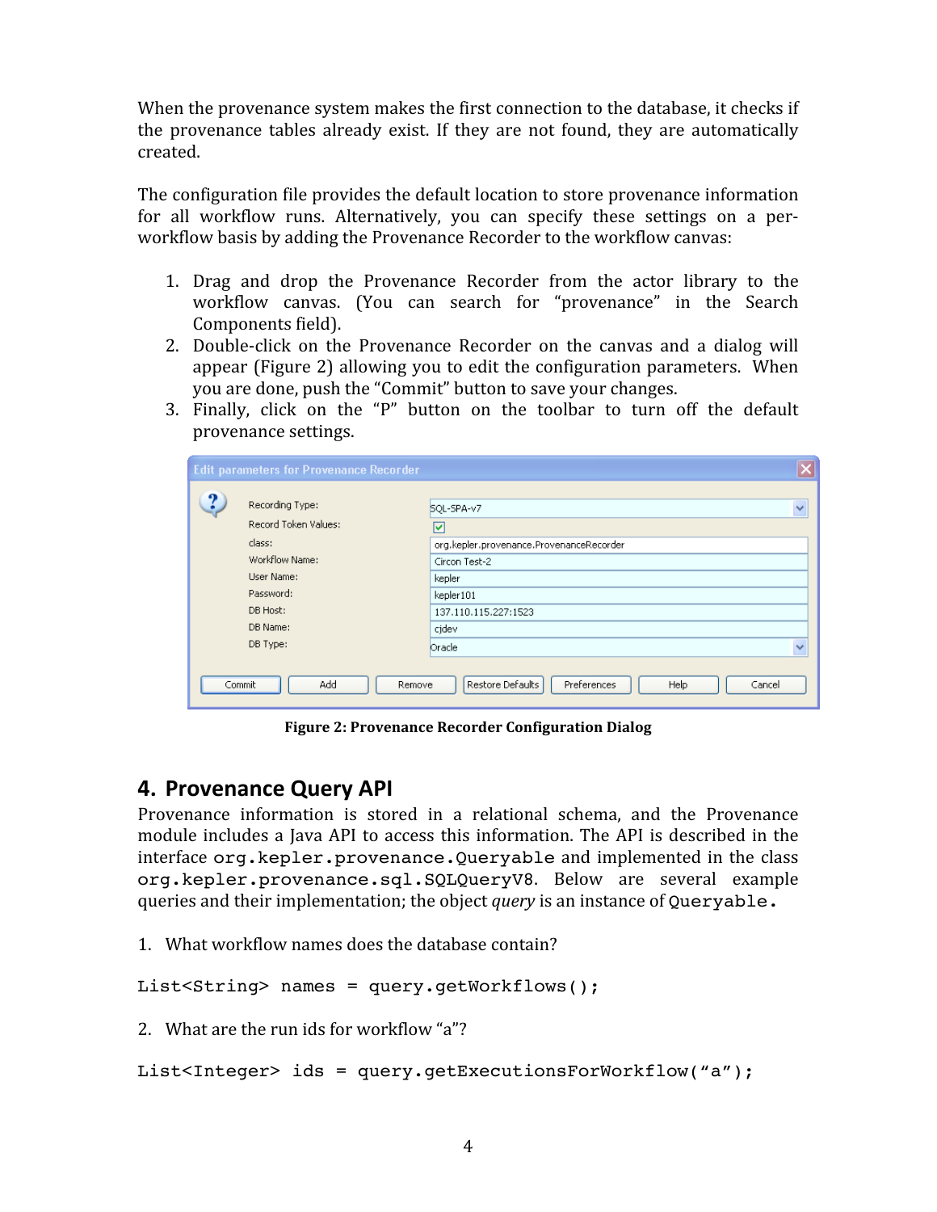When the provenance system makes the first connection to the database, it checks if the provenance tables already exist. If they are not found, they are automatically created.

The configuration file provides the default location to store provenance information for all workflow runs. Alternatively, you can specify these settings on a per-workflow basis by adding the Provenance Recorder to the workflow canvas:

1. Drag and drop the Provenance Recorder from the actor library to the workflow canvas. (You can search for "provenance" in the Search Components field).
2. Double-click on the Provenance Recorder on the canvas and a dialog will appear (Figure 2) allowing you to edit the configuration parameters. When you are done, push the "Commit" button to save your changes.
3. Finally, click on the "P" button on the toolbar to turn off the default provenance settings.

**Figure 2: Provenance Recorder Configuration Dialog**

## 4. Provenance Query API

Provenance information is stored in a relational schema, and the Provenance module includes a Java API to access this information. The API is described in the interface `org.kepler.provenance.Queryable` and implemented in the class `org.kepler.provenance.sql.SQLQueryV8`. Below are several example queries and their implementation; the object *query* is an instance of `Queryable.`

1. What workflow names does the database contain?

```
List<String> names = query.getWorkflows();
```

2. What are the run ids for workflow "a"?

```
List<Integer> ids = query.getExecutionsForWorkflow("a");
```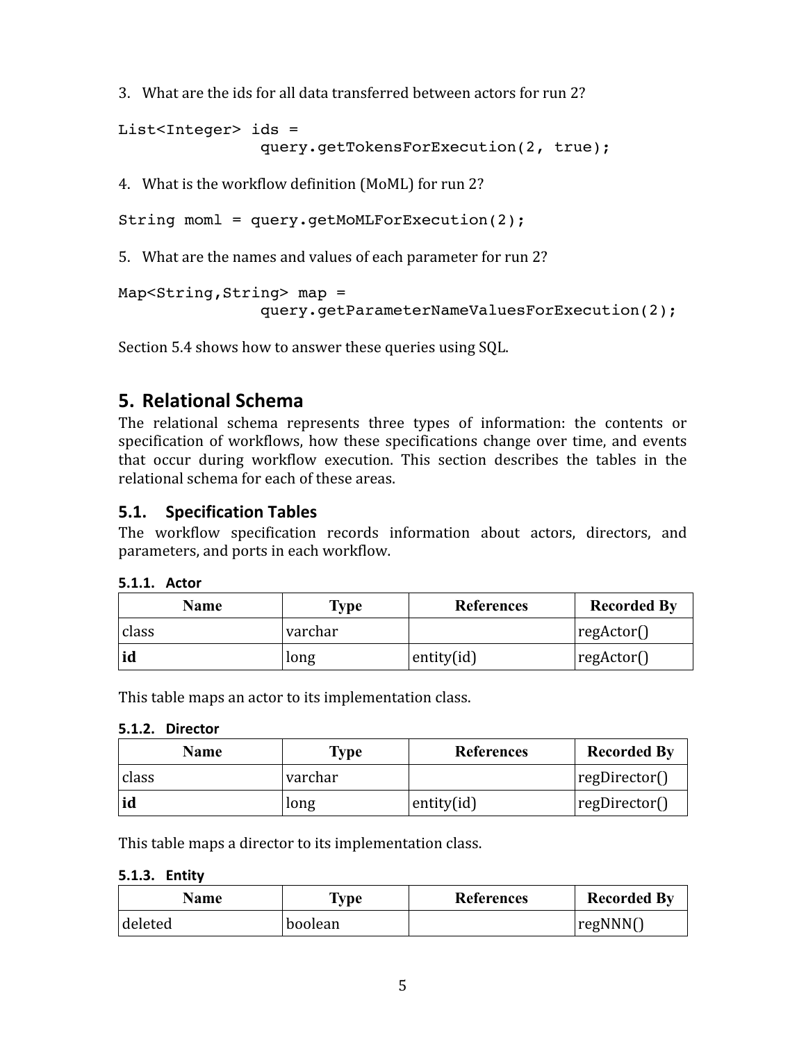3. What are the ids for all data transferred between actors for run 2?

```
List<Integer> ids =
              query.getTokensForExecution(2, true);
```

4. What is the workflow definition (MoML) for run 2?

```
String moml = query.getMoMLForExecution(2);
```

5. What are the names and values of each parameter for run 2?

```
Map<String,String> map =
              query.getParameterNameValuesForExecution(2);
```

Section 5.4 shows how to answer these queries using SQL.

## 5. Relational Schema

The relational schema represents three types of information: the contents or specification of workflows, how these specifications change over time, and events that occur during workflow execution. This section describes the tables in the relational schema for each of these areas.

### 5.1. Specification Tables

The workflow specification records information about actors, directors, and parameters, and ports in each workflow.

#### 5.1.1. Actor

| Name | Type | References | Recorded By |
|---|---|---|---|
| class | varchar | | regActor() |
| **id** | long | entity(id) | regActor() |

This table maps an actor to its implementation class.

#### 5.1.2. Director

| Name | Type | References | Recorded By |
|---|---|---|---|
| class | varchar | | regDirector() |
| **id** | long | entity(id) | regDirector() |

This table maps a director to its implementation class.

#### 5.1.3. Entity

| Name | Type | References | Recorded By |
|---|---|---|---|
| deleted | boolean | | regNNN() |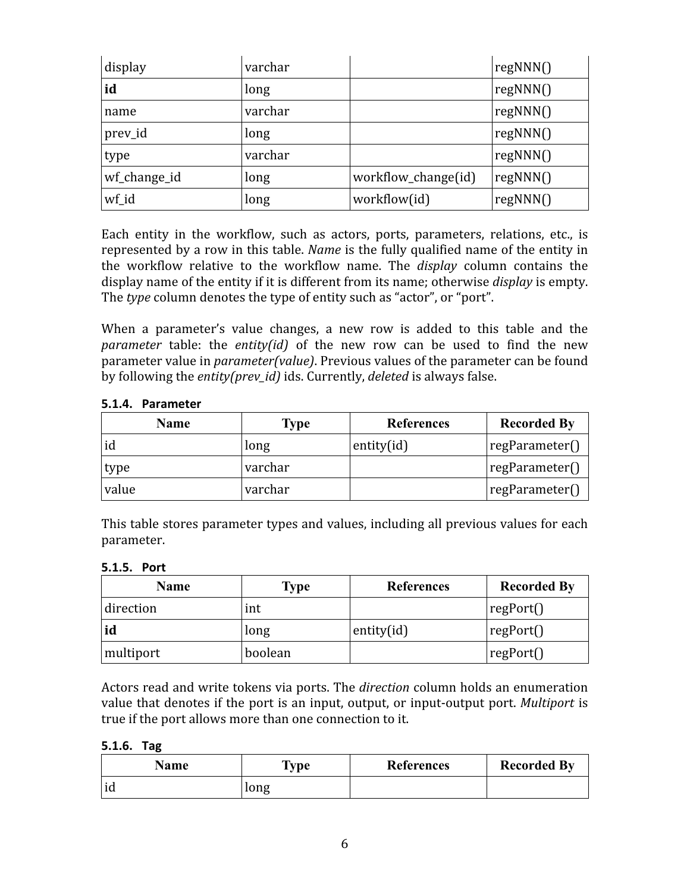| display | varchar | | regNNN() |
|---|---|---|---|
| **id** | long | | regNNN() |
| name | varchar | | regNNN() |
| prev_id | long | | regNNN() |
| type | varchar | | regNNN() |
| wf_change_id | long | workflow_change(id) | regNNN() |
| wf_id | long | workflow(id) | regNNN() |

Each entity in the workflow, such as actors, ports, parameters, relations, etc., is represented by a row in this table. *Name* is the fully qualified name of the entity in the workflow relative to the workflow name. The *display* column contains the display name of the entity if it is different from its name; otherwise *display* is empty. The *type* column denotes the type of entity such as "actor", or "port".

When a parameter's value changes, a new row is added to this table and the *parameter* table: the *entity(id)* of the new row can be used to find the new parameter value in *parameter(value)*. Previous values of the parameter can be found by following the *entity(prev_id)* ids. Currently, *deleted* is always false.

#### 5.1.4. Parameter

| Name | Type | References | Recorded By |
|---|---|---|---|
| id | long | entity(id) | regParameter() |
| type | varchar | | regParameter() |
| value | varchar | | regParameter() |

This table stores parameter types and values, including all previous values for each parameter.

#### 5.1.5. Port

| Name | Type | References | Recorded By |
|---|---|---|---|
| direction | int | | regPort() |
| **id** | long | entity(id) | regPort() |
| multiport | boolean | | regPort() |

Actors read and write tokens via ports. The *direction* column holds an enumeration value that denotes if the port is an input, output, or input-output port. *Multiport* is true if the port allows more than one connection to it.

#### 5.1.6. Tag

| Name | Type | References | Recorded By |
|---|---|---|---|
| id | long | | |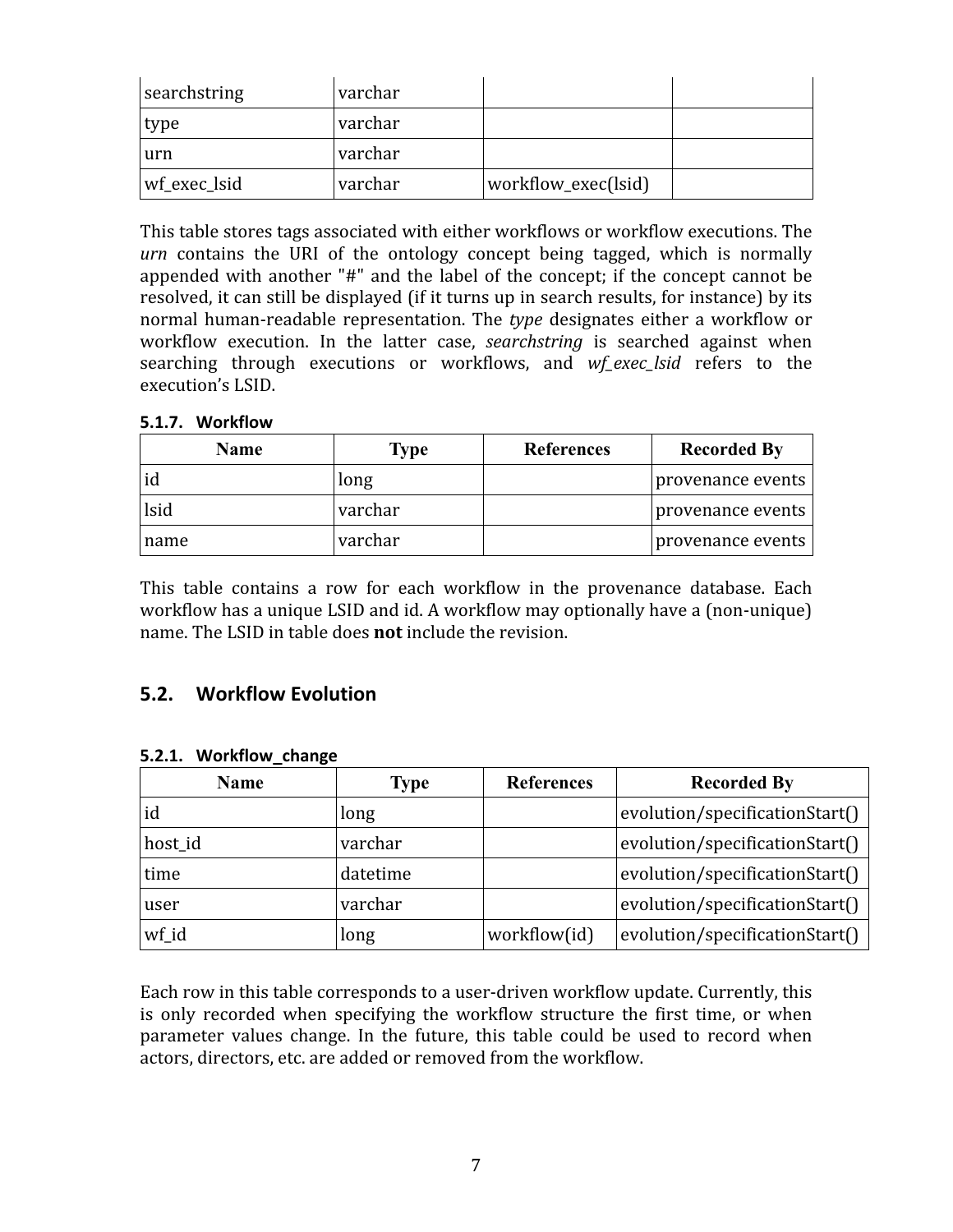| | | | |
|---|---|---|---|
| searchstring | varchar | | |
| type | varchar | | |
| urn | varchar | | |
| wf_exec_lsid | varchar | workflow_exec(lsid) | |

This table stores tags associated with either workflows or workflow executions. The *urn* contains the URI of the ontology concept being tagged, which is normally appended with another "#" and the label of the concept; if the concept cannot be resolved, it can still be displayed (if it turns up in search results, for instance) by its normal human-readable representation. The *type* designates either a workflow or workflow execution. In the latter case, *searchstring* is searched against when searching through executions or workflows, and *wf_exec_lsid* refers to the execution's LSID.

#### 5.1.7. Workflow

| Name | Type | References | Recorded By |
|---|---|---|---|
| id | long | | provenance events |
| lsid | varchar | | provenance events |
| name | varchar | | provenance events |

This table contains a row for each workflow in the provenance database. Each workflow has a unique LSID and id. A workflow may optionally have a (non-unique) name. The LSID in table does **not** include the revision.

## 5.2. Workflow Evolution

#### 5.2.1. Workflow_change

| Name | Type | References | Recorded By |
|---|---|---|---|
| id | long | | evolution/specificationStart() |
| host_id | varchar | | evolution/specificationStart() |
| time | datetime | | evolution/specificationStart() |
| user | varchar | | evolution/specificationStart() |
| wf_id | long | workflow(id) | evolution/specificationStart() |

Each row in this table corresponds to a user-driven workflow update. Currently, this is only recorded when specifying the workflow structure the first time, or when parameter values change. In the future, this table could be used to record when actors, directors, etc. are added or removed from the workflow.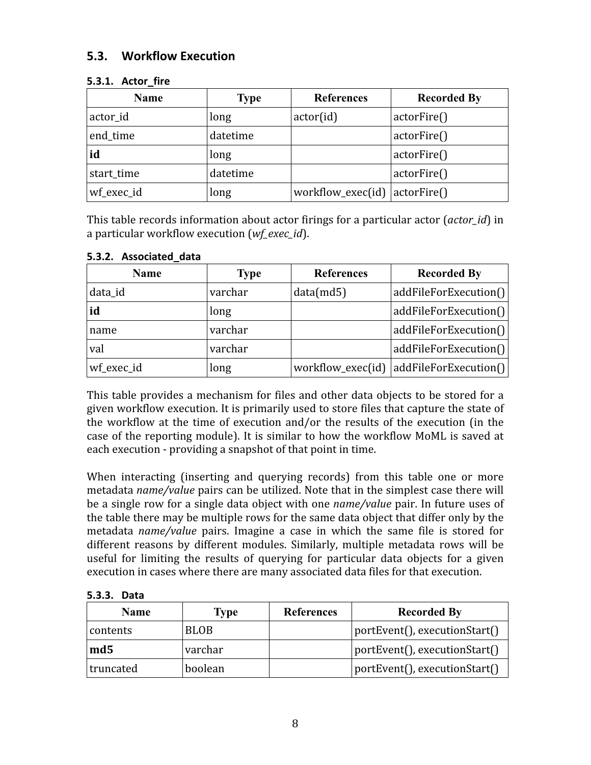## 5.3. Workflow Execution

### 5.3.1. Actor_fire

| Name | Type | References | Recorded By |
|---|---|---|---|
| actor_id | long | actor(id) | actorFire() |
| end_time | datetime | | actorFire() |
| **id** | long | | actorFire() |
| start_time | datetime | | actorFire() |
| wf_exec_id | long | workflow_exec(id) | actorFire() |

This table records information about actor firings for a particular actor (*actor_id*) in a particular workflow execution (*wf_exec_id*).

### 5.3.2. Associated_data

| Name | Type | References | Recorded By |
|---|---|---|---|
| data_id | varchar | data(md5) | addFileForExecution() |
| **id** | long | | addFileForExecution() |
| name | varchar | | addFileForExecution() |
| val | varchar | | addFileForExecution() |
| wf_exec_id | long | workflow_exec(id) | addFileForExecution() |

This table provides a mechanism for files and other data objects to be stored for a given workflow execution. It is primarily used to store files that capture the state of the workflow at the time of execution and/or the results of the execution (in the case of the reporting module). It is similar to how the workflow MoML is saved at each execution - providing a snapshot of that point in time.

When interacting (inserting and querying records) from this table one or more metadata *name/value* pairs can be utilized. Note that in the simplest case there will be a single row for a single data object with one *name/value* pair. In future uses of the table there may be multiple rows for the same data object that differ only by the metadata *name/value* pairs. Imagine a case in which the same file is stored for different reasons by different modules. Similarly, multiple metadata rows will be useful for limiting the results of querying for particular data objects for a given execution in cases where there are many associated data files for that execution.

### 5.3.3. Data

| Name | Type | References | Recorded By |
|---|---|---|---|
| contents | BLOB | | portEvent(), executionStart() |
| **md5** | varchar | | portEvent(), executionStart() |
| truncated | boolean | | portEvent(), executionStart() |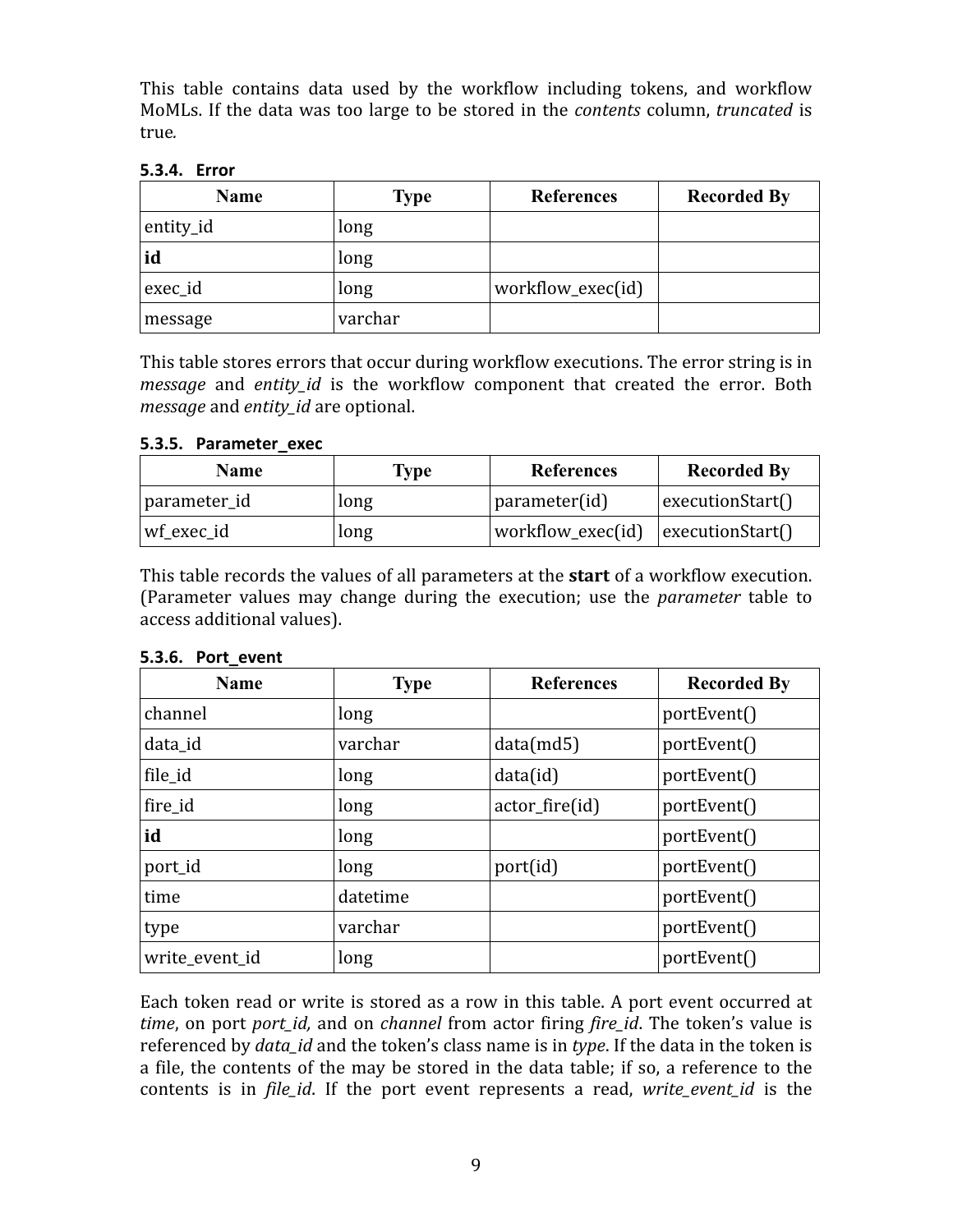This table contains data used by the workflow including tokens, and workflow MoMLs. If the data was too large to be stored in the *contents* column, *truncated* is true.

#### 5.3.4. Error

| Name | Type | References | Recorded By |
|---|---|---|---|
| entity_id | long | | |
| **id** | long | | |
| exec_id | long | workflow_exec(id) | |
| message | varchar | | |

This table stores errors that occur during workflow executions. The error string is in *message* and *entity_id* is the workflow component that created the error. Both *message* and *entity_id* are optional.

#### 5.3.5. Parameter_exec

| Name | Type | References | Recorded By |
|---|---|---|---|
| parameter_id | long | parameter(id) | executionStart() |
| wf_exec_id | long | workflow_exec(id) | executionStart() |

This table records the values of all parameters at the **start** of a workflow execution. (Parameter values may change during the execution; use the *parameter* table to access additional values).

#### 5.3.6. Port_event

| Name | Type | References | Recorded By |
|---|---|---|---|
| channel | long | | portEvent() |
| data_id | varchar | data(md5) | portEvent() |
| file_id | long | data(id) | portEvent() |
| fire_id | long | actor_fire(id) | portEvent() |
| **id** | long | | portEvent() |
| port_id | long | port(id) | portEvent() |
| time | datetime | | portEvent() |
| type | varchar | | portEvent() |
| write_event_id | long | | portEvent() |

Each token read or write is stored as a row in this table. A port event occurred at *time*, on port *port_id,* and on *channel* from actor firing *fire_id*. The token's value is referenced by *data_id* and the token's class name is in *type*. If the data in the token is a file, the contents of the may be stored in the data table; if so, a reference to the contents is in *file_id*. If the port event represents a read, *write_event_id* is the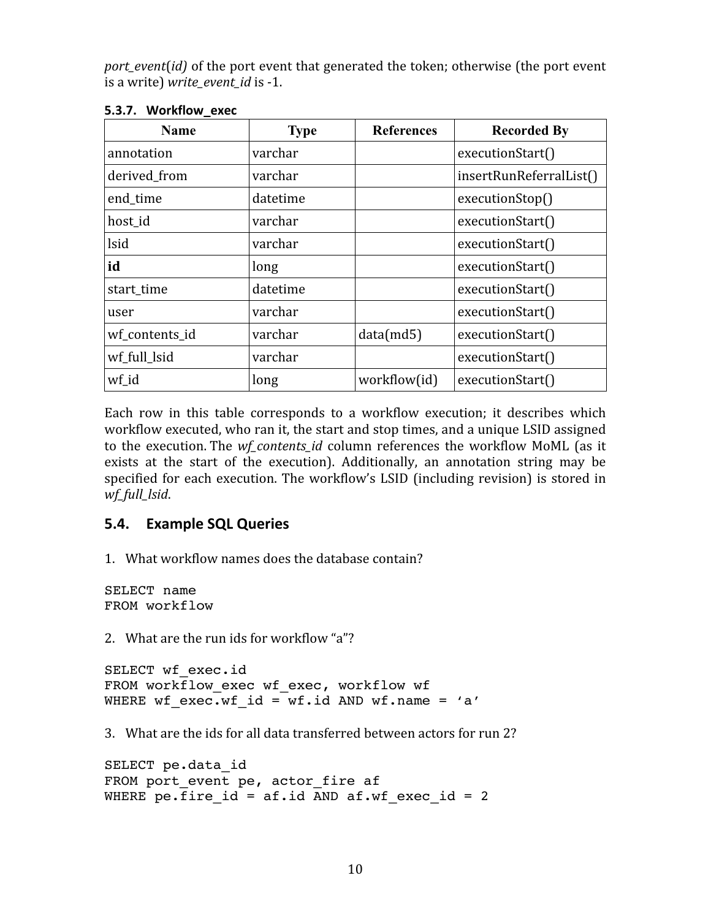*port_event*(*id)* of the port event that generated the token; otherwise (the port event is a write) *write_event_id* is -1.

#### 5.3.7. Workflow_exec

| Name | Type | References | Recorded By |
|---|---|---|---|
| annotation | varchar | | executionStart() |
| derived_from | varchar | | insertRunReferralList() |
| end_time | datetime | | executionStop() |
| host_id | varchar | | executionStart() |
| lsid | varchar | | executionStart() |
| **id** | long | | executionStart() |
| start_time | datetime | | executionStart() |
| user | varchar | | executionStart() |
| wf_contents_id | varchar | data(md5) | executionStart() |
| wf_full_lsid | varchar | | executionStart() |
| wf_id | long | workflow(id) | executionStart() |

Each row in this table corresponds to a workflow execution; it describes which workflow executed, who ran it, the start and stop times, and a unique LSID assigned to the execution. The *wf_contents_id* column references the workflow MoML (as it exists at the start of the execution). Additionally, an annotation string may be specified for each execution. The workflow's LSID (including revision) is stored in *wf_full_lsid*.

## 5.4. Example SQL Queries

1. What workflow names does the database contain?

```
SELECT name
FROM workflow
```

2. What are the run ids for workflow "a"?

```
SELECT wf_exec.id
FROM workflow_exec wf_exec, workflow wf
WHERE wf_exec.wf_id = wf.id AND wf.name = 'a'
```

3. What are the ids for all data transferred between actors for run 2?

```
SELECT pe.data_id
FROM port_event pe, actor_fire af
WHERE pe.fire_id = af.id AND af.wf_exec_id = 2
```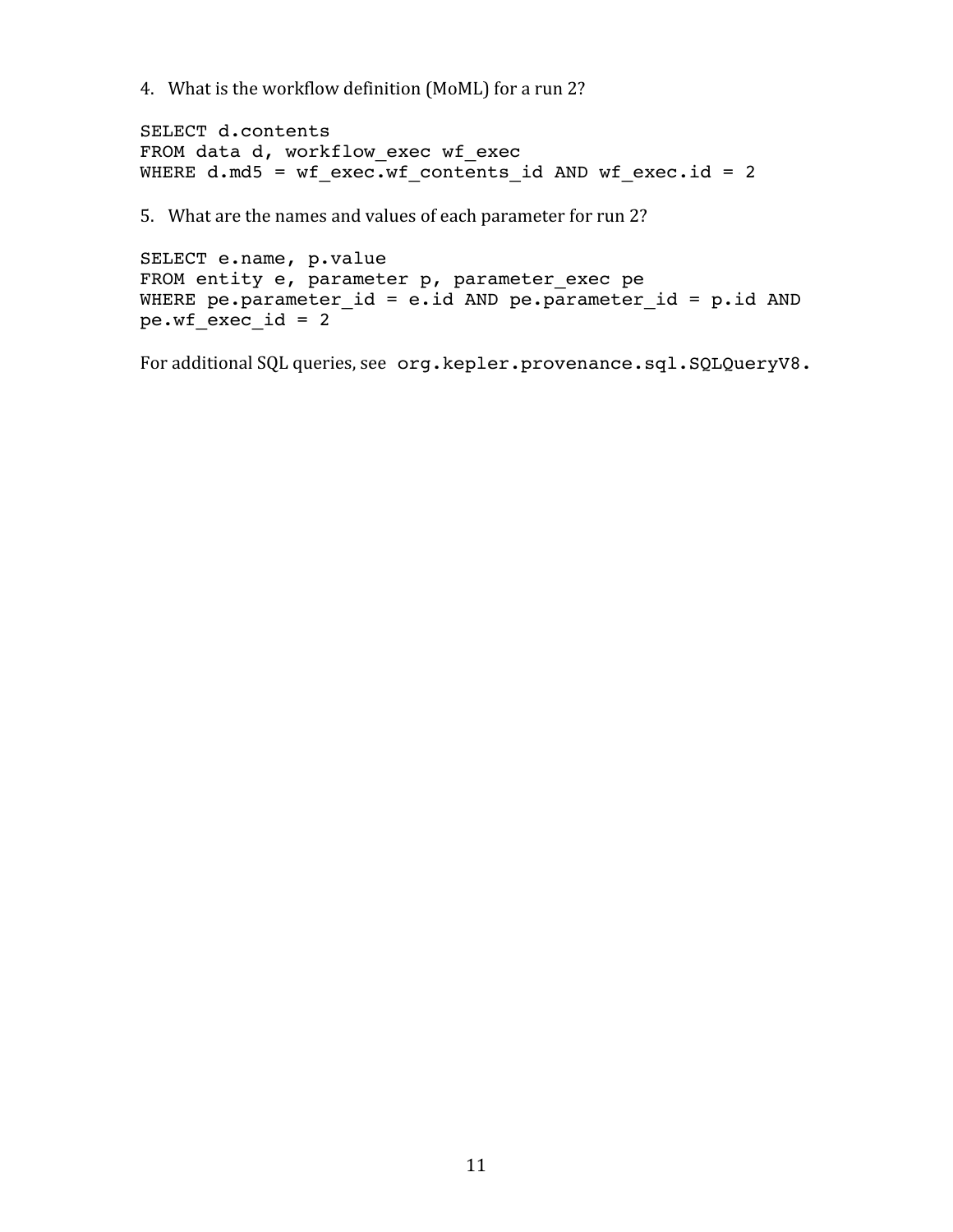4. What is the workflow definition (MoML) for a run 2?

```
SELECT d.contents
FROM data d, workflow_exec wf_exec
WHERE d.md5 = wf_exec.wf_contents_id AND wf_exec.id = 2
```

5. What are the names and values of each parameter for run 2?

```
SELECT e.name, p.value
FROM entity e, parameter p, parameter_exec pe
WHERE pe.parameter_id = e.id AND pe.parameter_id = p.id AND
pe.wf_exec_id = 2
```

For additional SQL queries, see `org.kepler.provenance.sql.SQLQueryV8`.